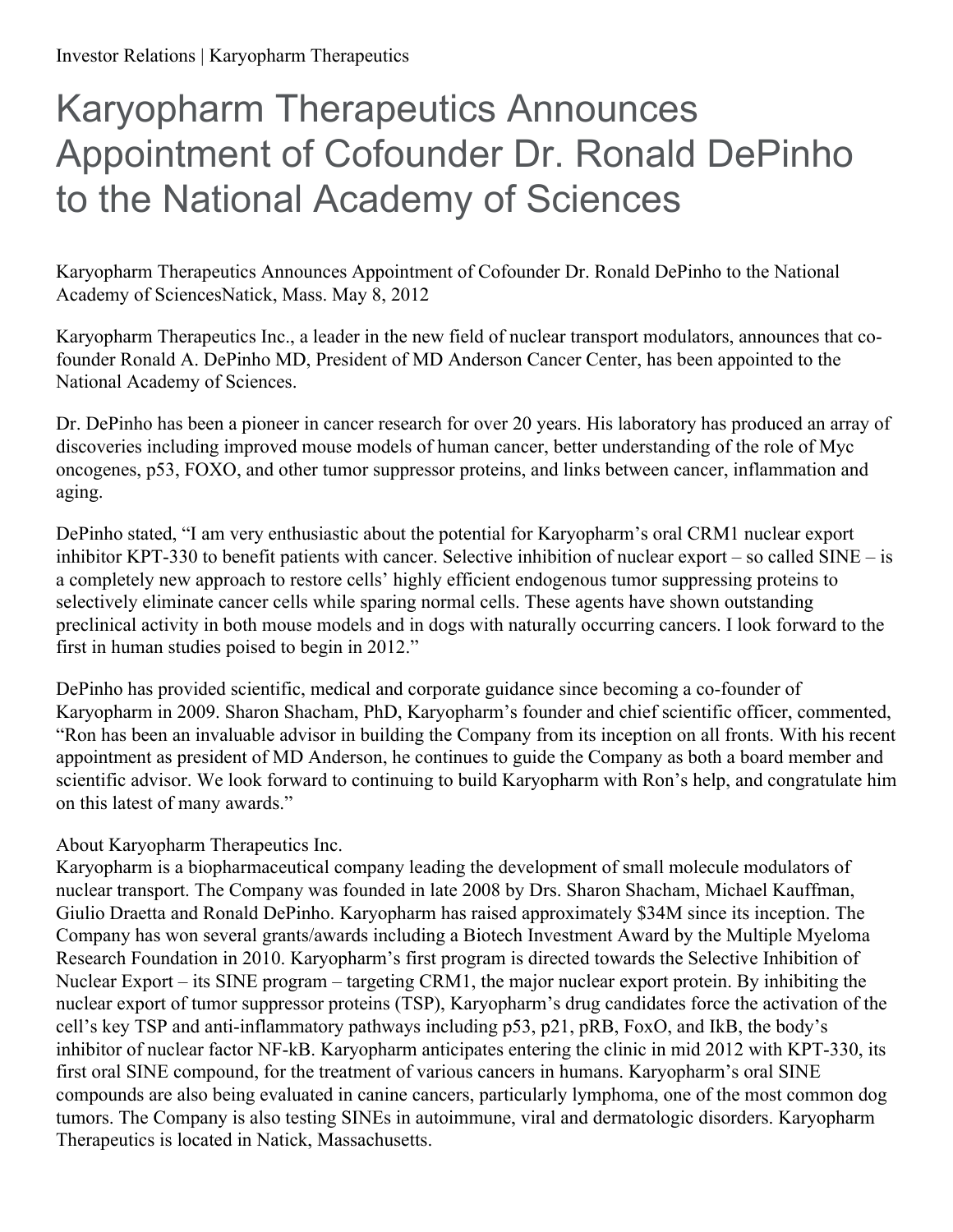Investor Relations | Karyopharm Therapeutics

# Karyopharm Therapeutics Announces Appointment of Cofounder Dr. Ronald DePinho to the National Academy of Sciences

Karyopharm Therapeutics Announces Appointment of Cofounder Dr. Ronald DePinho to the National Academy of SciencesNatick, Mass. May 8, 2012

Karyopharm Therapeutics Inc., a leader in the new field of nuclear transport modulators, announces that co-founder Ronald A. DePinho MD, President of MD Anderson Cancer Center, has been appointed to the National Academy of Sciences.

Dr. DePinho has been a pioneer in cancer research for over 20 years. His laboratory has produced an array of discoveries including improved mouse models of human cancer, better understanding of the role of Myc oncogenes, p53, FOXO, and other tumor suppressor proteins, and links between cancer, inflammation and aging.

DePinho stated, "I am very enthusiastic about the potential for Karyopharm's oral CRM1 nuclear export inhibitor KPT-330 to benefit patients with cancer. Selective inhibition of nuclear export – so called SINE – is a completely new approach to restore cells' highly efficient endogenous tumor suppressing proteins to selectively eliminate cancer cells while sparing normal cells. These agents have shown outstanding preclinical activity in both mouse models and in dogs with naturally occurring cancers. I look forward to the first in human studies poised to begin in 2012."

DePinho has provided scientific, medical and corporate guidance since becoming a co-founder of Karyopharm in 2009. Sharon Shacham, PhD, Karyopharm's founder and chief scientific officer, commented, "Ron has been an invaluable advisor in building the Company from its inception on all fronts. With his recent appointment as president of MD Anderson, he continues to guide the Company as both a board member and scientific advisor. We look forward to continuing to build Karyopharm with Ron's help, and congratulate him on this latest of many awards."

About Karyopharm Therapeutics Inc.

Karyopharm is a biopharmaceutical company leading the development of small molecule modulators of nuclear transport. The Company was founded in late 2008 by Drs. Sharon Shacham, Michael Kauffman, Giulio Draetta and Ronald DePinho. Karyopharm has raised approximately $34M since its inception. The Company has won several grants/awards including a Biotech Investment Award by the Multiple Myeloma Research Foundation in 2010. Karyopharm's first program is directed towards the Selective Inhibition of Nuclear Export – its SINE program – targeting CRM1, the major nuclear export protein. By inhibiting the nuclear export of tumor suppressor proteins (TSP), Karyopharm's drug candidates force the activation of the cell's key TSP and anti-inflammatory pathways including p53, p21, pRB, FoxO, and IkB, the body's inhibitor of nuclear factor NF-kB. Karyopharm anticipates entering the clinic in mid 2012 with KPT-330, its first oral SINE compound, for the treatment of various cancers in humans. Karyopharm's oral SINE compounds are also being evaluated in canine cancers, particularly lymphoma, one of the most common dog tumors. The Company is also testing SINEs in autoimmune, viral and dermatologic disorders. Karyopharm Therapeutics is located in Natick, Massachusetts.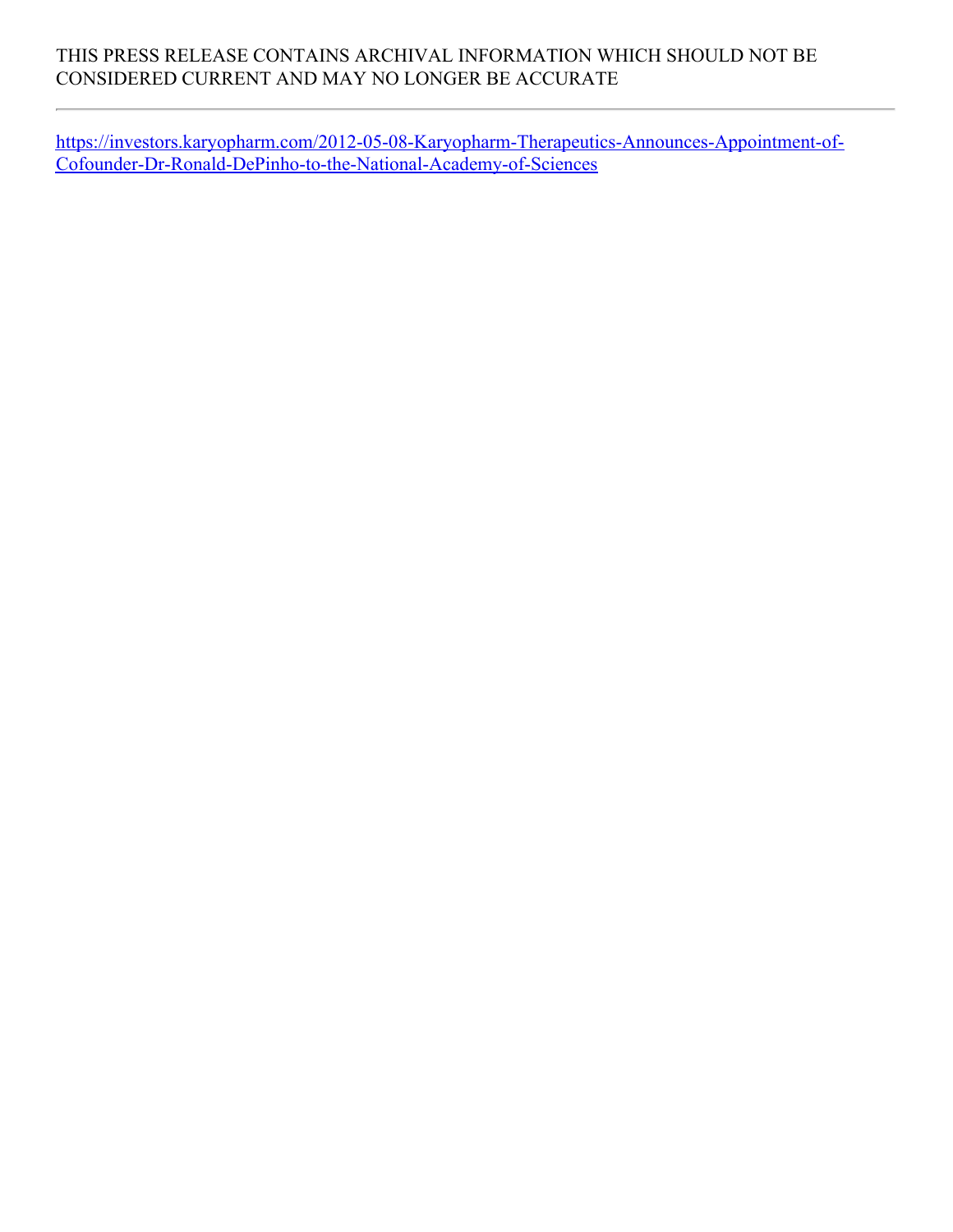THIS PRESS RELEASE CONTAINS ARCHIVAL INFORMATION WHICH SHOULD NOT BE CONSIDERED CURRENT AND MAY NO LONGER BE ACCURATE

---

[https://investors.karyopharm.com/2012-05-08-Karyopharm-Therapeutics-Announces-Appointment-of-Cofounder-Dr-Ronald-DePinho-to-the-National-Academy-of-Sciences](https://investors.karyopharm.com/2012-05-08-Karyopharm-Therapeutics-Announces-Appointment-of-Cofounder-Dr-Ronald-DePinho-to-the-National-Academy-of-Sciences)